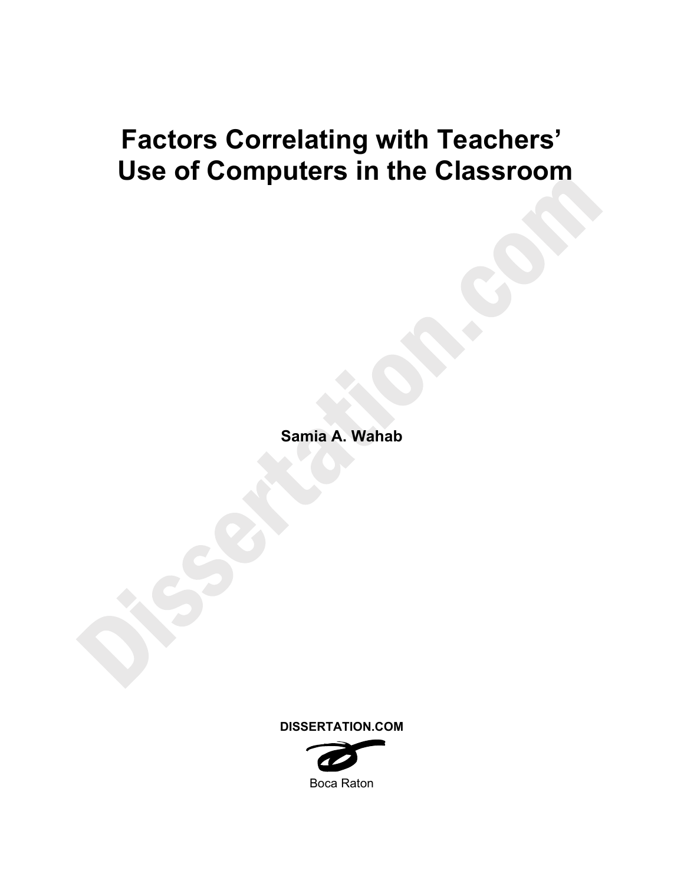# Factors Correlating with Teachers' Use of Computers in the Classroom

**Samia A. Wahab**

**DISSERTATION.COM**

Boca Raton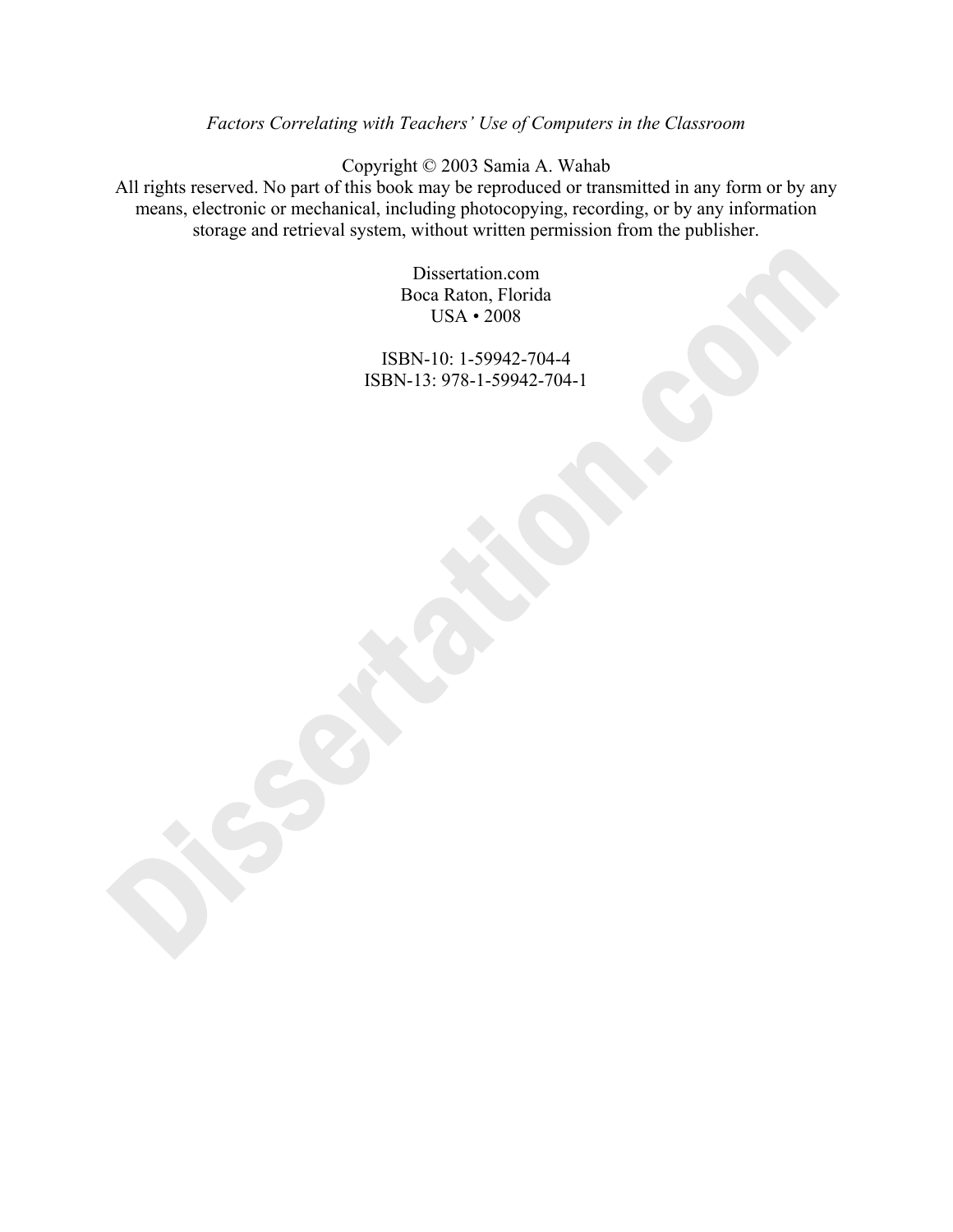*Factors Correlating with Teachers' Use of Computers in the Classroom*

Copyright © 2003 Samia A. Wahab
All rights reserved. No part of this book may be reproduced or transmitted in any form or by any means, electronic or mechanical, including photocopying, recording, or by any information storage and retrieval system, without written permission from the publisher.

Dissertation.com
Boca Raton, Florida
USA • 2008

ISBN-10: 1-59942-704-4
ISBN-13: 978-1-59942-704-1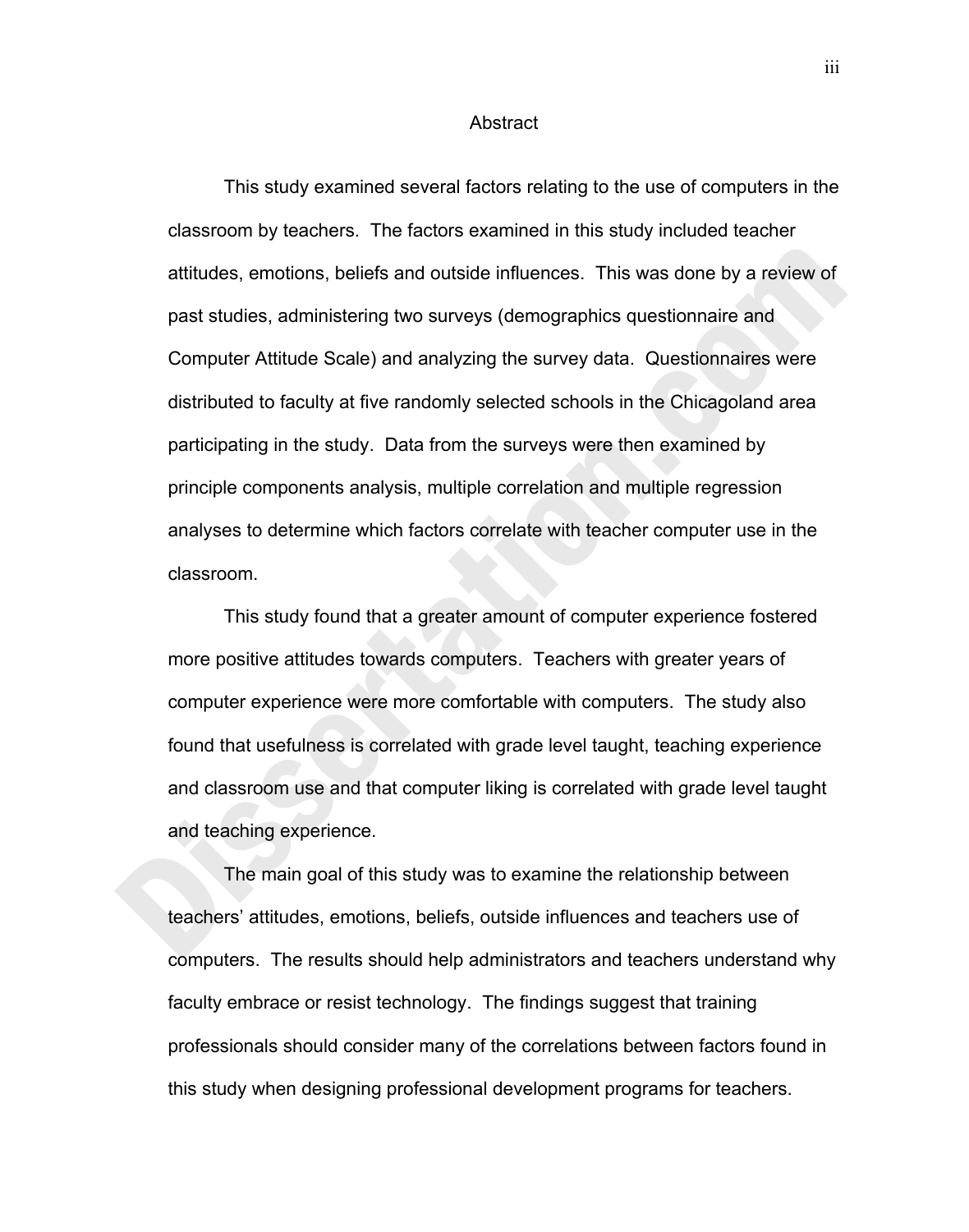# Abstract

This study examined several factors relating to the use of computers in the classroom by teachers. The factors examined in this study included teacher attitudes, emotions, beliefs and outside influences. This was done by a review of past studies, administering two surveys (demographics questionnaire and Computer Attitude Scale) and analyzing the survey data. Questionnaires were distributed to faculty at five randomly selected schools in the Chicagoland area participating in the study. Data from the surveys were then examined by principle components analysis, multiple correlation and multiple regression analyses to determine which factors correlate with teacher computer use in the classroom.

This study found that a greater amount of computer experience fostered more positive attitudes towards computers. Teachers with greater years of computer experience were more comfortable with computers. The study also found that usefulness is correlated with grade level taught, teaching experience and classroom use and that computer liking is correlated with grade level taught and teaching experience.

The main goal of this study was to examine the relationship between teachers' attitudes, emotions, beliefs, outside influences and teachers use of computers. The results should help administrators and teachers understand why faculty embrace or resist technology. The findings suggest that training professionals should consider many of the correlations between factors found in this study when designing professional development programs for teachers.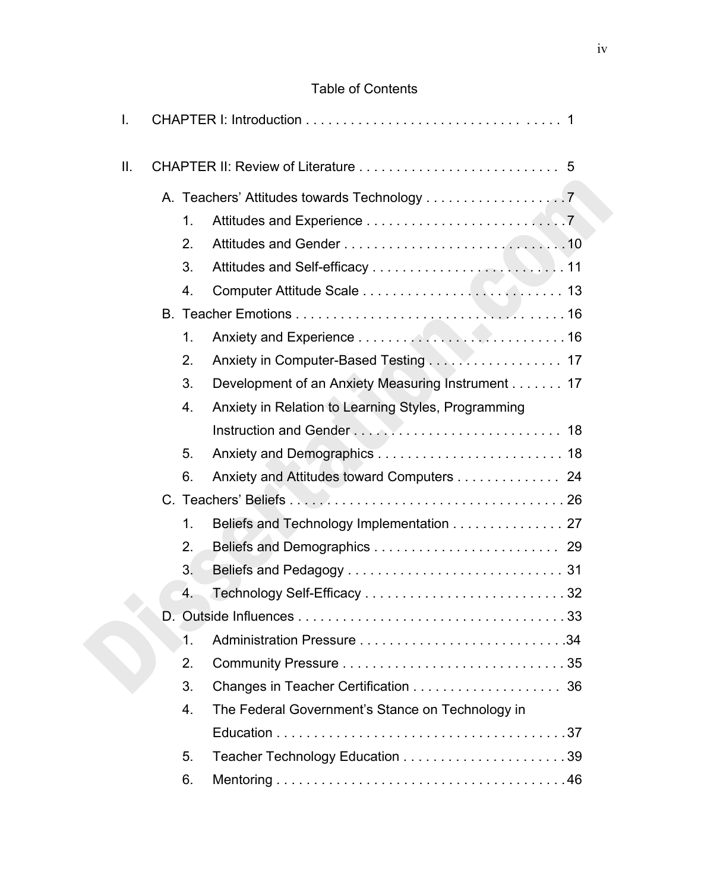## Table of Contents

I. CHAPTER I: Introduction . . . . . . . . . . . . . . . . . . . . . . . . . . . . . . . . . . 1

II. CHAPTER II: Review of Literature . . . . . . . . . . . . . . . . . . . . . . . . . . . 5

- A. Teachers' Attitudes towards Technology . . . . . . . . . . . . . . . . . . . 7
  1. Attitudes and Experience . . . . . . . . . . . . . . . . . . . . . . . . . . . 7
  2. Attitudes and Gender . . . . . . . . . . . . . . . . . . . . . . . . . . . . . . 10
  3. Attitudes and Self-efficacy . . . . . . . . . . . . . . . . . . . . . . . . . . 11
  4. Computer Attitude Scale . . . . . . . . . . . . . . . . . . . . . . . . . . . 13
- B. Teacher Emotions . . . . . . . . . . . . . . . . . . . . . . . . . . . . . . . . . . . . 16
  1. Anxiety and Experience . . . . . . . . . . . . . . . . . . . . . . . . . . . . 16
  2. Anxiety in Computer-Based Testing . . . . . . . . . . . . . . . . . . 17
  3. Development of an Anxiety Measuring Instrument . . . . . . . 17
  4. Anxiety in Relation to Learning Styles, Programming Instruction and Gender . . . . . . . . . . . . . . . . . . . . . . . . . . . . 18
  5. Anxiety and Demographics . . . . . . . . . . . . . . . . . . . . . . . . . 18
  6. Anxiety and Attitudes toward Computers . . . . . . . . . . . . . . 24
- C. Teachers' Beliefs . . . . . . . . . . . . . . . . . . . . . . . . . . . . . . . . . . . . . 26
  1. Beliefs and Technology Implementation . . . . . . . . . . . . . . . 27
  2. Beliefs and Demographics . . . . . . . . . . . . . . . . . . . . . . . . . 29
  3. Beliefs and Pedagogy . . . . . . . . . . . . . . . . . . . . . . . . . . . . . 31
  4. Technology Self-Efficacy . . . . . . . . . . . . . . . . . . . . . . . . . . . 32
- D. Outside Influences . . . . . . . . . . . . . . . . . . . . . . . . . . . . . . . . . . . . 33
  1. Administration Pressure . . . . . . . . . . . . . . . . . . . . . . . . . . . 34
  2. Community Pressure . . . . . . . . . . . . . . . . . . . . . . . . . . . . . . 35
  3. Changes in Teacher Certification . . . . . . . . . . . . . . . . . . . . 36
  4. The Federal Government's Stance on Technology in Education . . . . . . . . . . . . . . . . . . . . . . . . . . . . . . . . . . . . . . 37
  5. Teacher Technology Education . . . . . . . . . . . . . . . . . . . . . . 39
  6. Mentoring . . . . . . . . . . . . . . . . . . . . . . . . . . . . . . . . . . . . . . . 46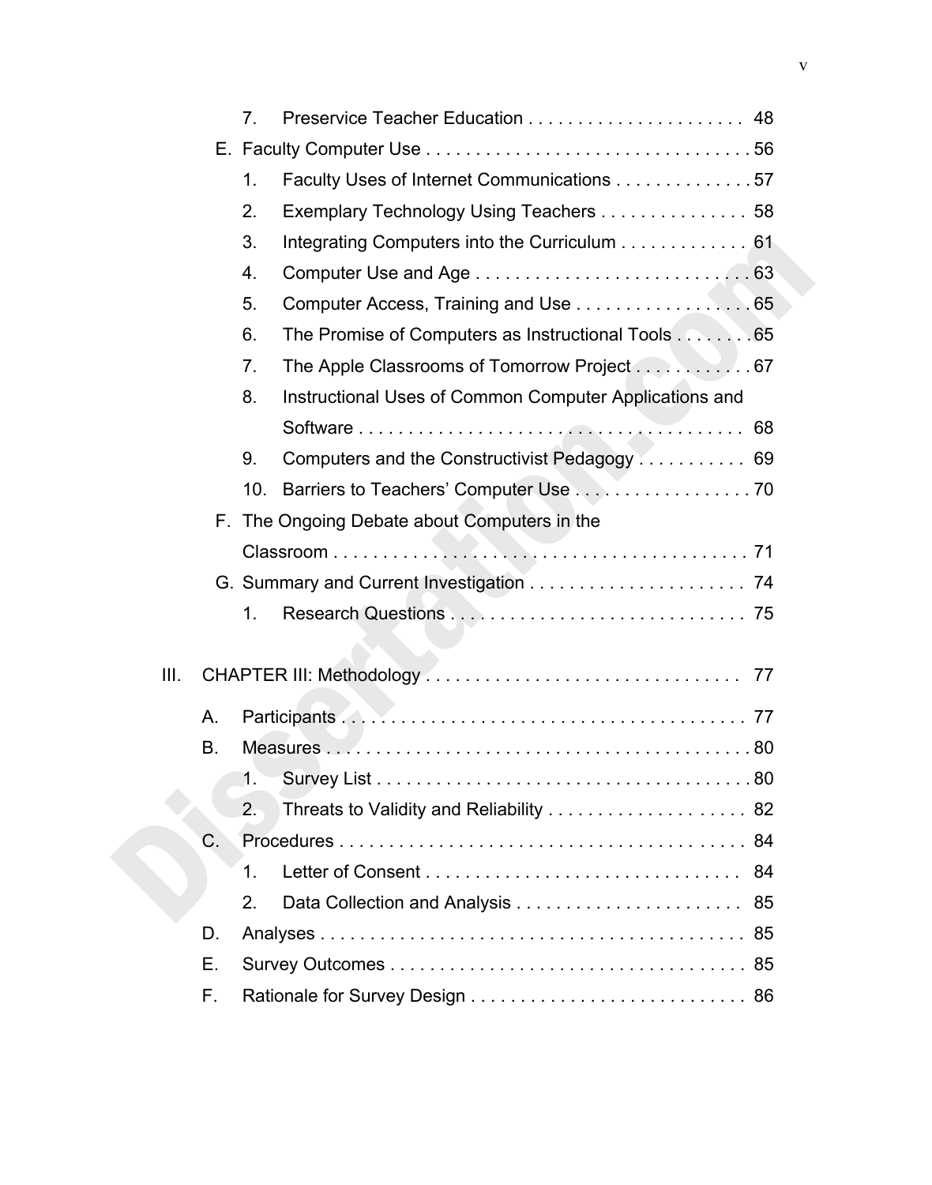7. Preservice Teacher Education . . . . . . . . . . . . . . . . . . . . . . 48

E. Faculty Computer Use . . . . . . . . . . . . . . . . . . . . . . . . . . . . . . . . . 56

1. Faculty Uses of Internet Communications . . . . . . . . . . . . . . 57
2. Exemplary Technology Using Teachers . . . . . . . . . . . . . . . 58
3. Integrating Computers into the Curriculum . . . . . . . . . . . . . 61
4. Computer Use and Age . . . . . . . . . . . . . . . . . . . . . . . . . . . . 63
5. Computer Access, Training and Use . . . . . . . . . . . . . . . . . . 65
6. The Promise of Computers as Instructional Tools . . . . . . . . 65
7. The Apple Classrooms of Tomorrow Project . . . . . . . . . . . . 67
8. Instructional Uses of Common Computer Applications and Software . . . . . . . . . . . . . . . . . . . . . . . . . . . . . . . . . . . . . . . 68
9. Computers and the Constructivist Pedagogy . . . . . . . . . . . 69
10. Barriers to Teachers' Computer Use . . . . . . . . . . . . . . . . . . 70

F. The Ongoing Debate about Computers in the Classroom . . . . . . . . . . . . . . . . . . . . . . . . . . . . . . . . . . . . . . . . . . 71

G. Summary and Current Investigation . . . . . . . . . . . . . . . . . . . . . . 74

1. Research Questions . . . . . . . . . . . . . . . . . . . . . . . . . . . . . . 75

III. CHAPTER III: Methodology . . . . . . . . . . . . . . . . . . . . . . . . . . . . . . . . 77

A. Participants . . . . . . . . . . . . . . . . . . . . . . . . . . . . . . . . . . . . . . . . . 77

B. Measures . . . . . . . . . . . . . . . . . . . . . . . . . . . . . . . . . . . . . . . . . . . 80

1. Survey List . . . . . . . . . . . . . . . . . . . . . . . . . . . . . . . . . . . . . . 80
2. Threats to Validity and Reliability . . . . . . . . . . . . . . . . . . . . 82

C. Procedures . . . . . . . . . . . . . . . . . . . . . . . . . . . . . . . . . . . . . . . . . 84

1. Letter of Consent . . . . . . . . . . . . . . . . . . . . . . . . . . . . . . . . 84
2. Data Collection and Analysis . . . . . . . . . . . . . . . . . . . . . . . 85

D. Analyses . . . . . . . . . . . . . . . . . . . . . . . . . . . . . . . . . . . . . . . . . . . 85

E. Survey Outcomes . . . . . . . . . . . . . . . . . . . . . . . . . . . . . . . . . . . . 85

F. Rationale for Survey Design . . . . . . . . . . . . . . . . . . . . . . . . . . . . 86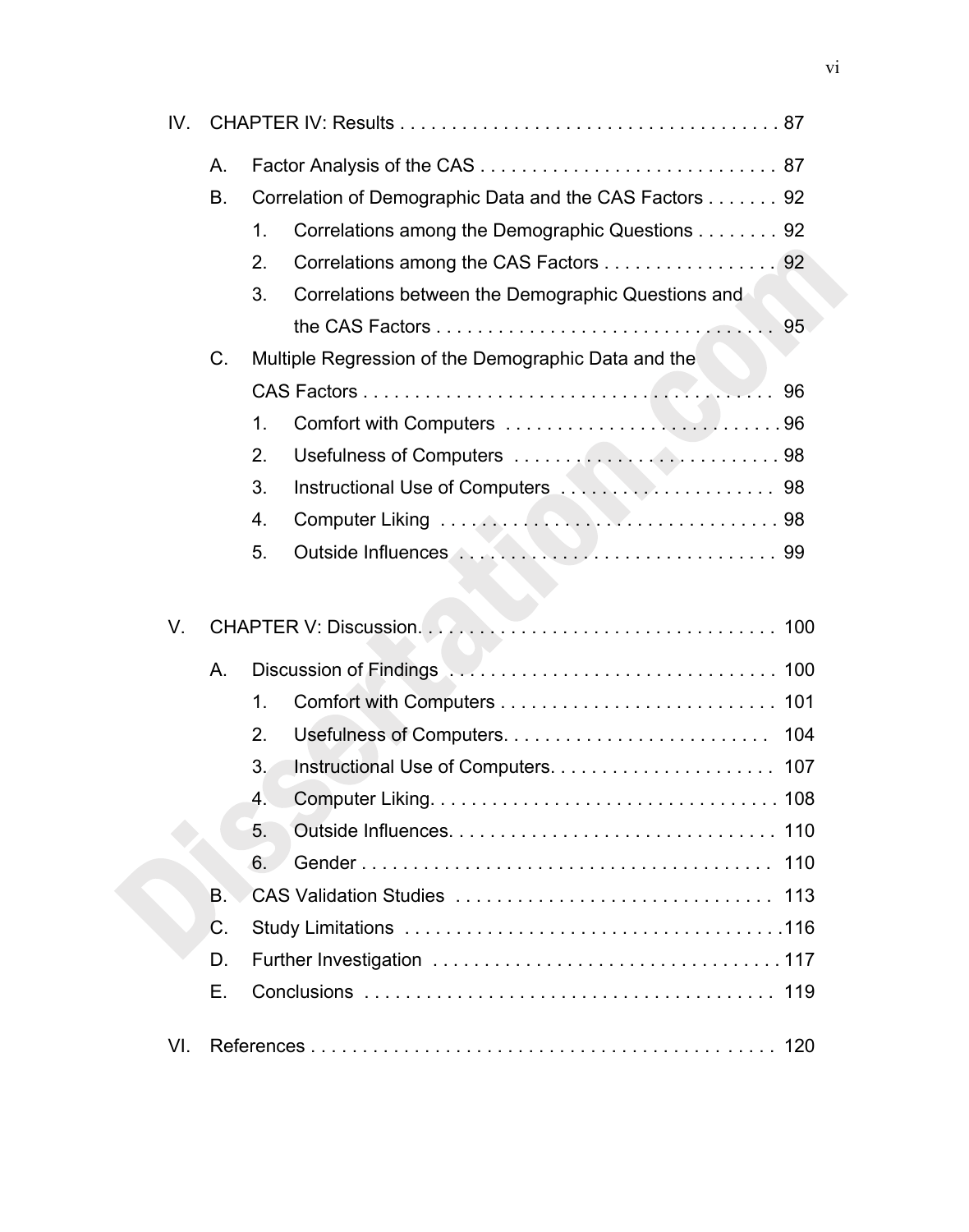IV. CHAPTER IV: Results . . . . . . . . . . . . . . . . . . . . . . . . . . . . . . . . . . . . . 87

- A. Factor Analysis of the CAS . . . . . . . . . . . . . . . . . . . . . . . . . . . . . 87
- B. Correlation of Demographic Data and the CAS Factors . . . . . . . 92
  1. Correlations among the Demographic Questions . . . . . . . . 92
  2. Correlations among the CAS Factors . . . . . . . . . . . . . . . . . 92
  3. Correlations between the Demographic Questions and the CAS Factors . . . . . . . . . . . . . . . . . . . . . . . . . . . . . . . . 95
- C. Multiple Regression of the Demographic Data and the CAS Factors . . . . . . . . . . . . . . . . . . . . . . . . . . . . . . . . . . . . . . . . 96
  1. Comfort with Computers . . . . . . . . . . . . . . . . . . . . . . . . . . . 96
  2. Usefulness of Computers . . . . . . . . . . . . . . . . . . . . . . . . . . . 98
  3. Instructional Use of Computers . . . . . . . . . . . . . . . . . . . . . 98
  4. Computer Liking . . . . . . . . . . . . . . . . . . . . . . . . . . . . . . . . . 98
  5. Outside Influences . . . . . . . . . . . . . . . . . . . . . . . . . . . . . . . 99

V. CHAPTER V: Discussion. . . . . . . . . . . . . . . . . . . . . . . . . . . . . . . . . . 100

- A. Discussion of Findings . . . . . . . . . . . . . . . . . . . . . . . . . . . . . . . 100
  1. Comfort with Computers . . . . . . . . . . . . . . . . . . . . . . . . . . . 101
  2. Usefulness of Computers. . . . . . . . . . . . . . . . . . . . . . . . . . 104
  3. Instructional Use of Computers. . . . . . . . . . . . . . . . . . . . . . 107
  4. Computer Liking. . . . . . . . . . . . . . . . . . . . . . . . . . . . . . . . . . 108
  5. Outside Influences. . . . . . . . . . . . . . . . . . . . . . . . . . . . . . . 110
  6. Gender . . . . . . . . . . . . . . . . . . . . . . . . . . . . . . . . . . . . . . . . 110
- B. CAS Validation Studies . . . . . . . . . . . . . . . . . . . . . . . . . . . . . . 113
- C. Study Limitations . . . . . . . . . . . . . . . . . . . . . . . . . . . . . . . . . . . .116
- D. Further Investigation . . . . . . . . . . . . . . . . . . . . . . . . . . . . . . . . .117
- E. Conclusions . . . . . . . . . . . . . . . . . . . . . . . . . . . . . . . . . . . . . . . 119

VI. References . . . . . . . . . . . . . . . . . . . . . . . . . . . . . . . . . . . . . . . . . . . . 120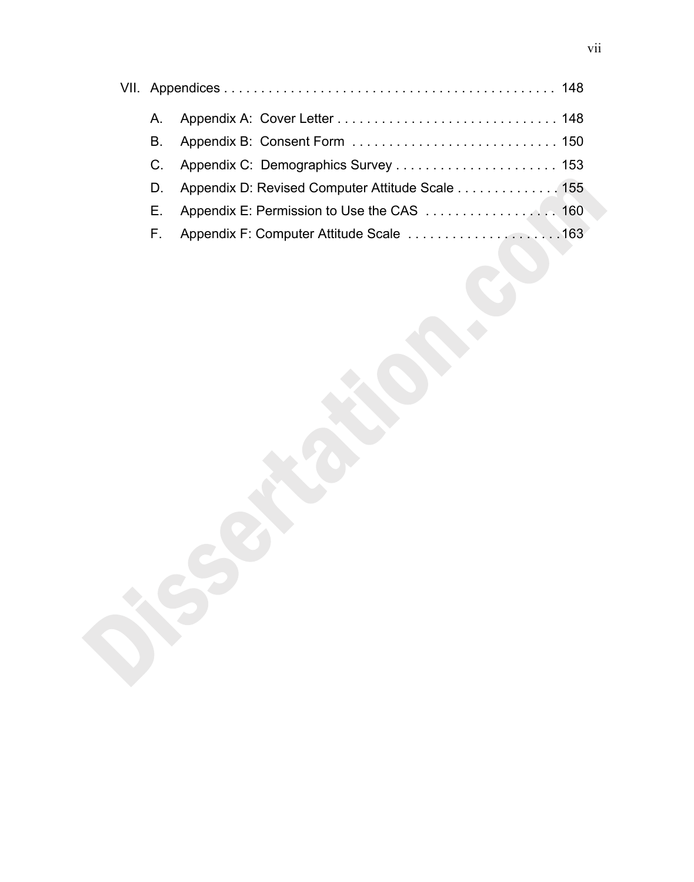VII. Appendices . . . . . . . . . . . . . . . . . . . . . . . . . . . . . . . . . . . . . . . . . . . . 148

A. Appendix A: Cover Letter . . . . . . . . . . . . . . . . . . . . . . . . . . . . . . 148

B. Appendix B: Consent Form . . . . . . . . . . . . . . . . . . . . . . . . . . . . 150

C. Appendix C: Demographics Survey . . . . . . . . . . . . . . . . . . . . . . 153

D. Appendix D: Revised Computer Attitude Scale . . . . . . . . . . . . . . 155

E. Appendix E: Permission to Use the CAS . . . . . . . . . . . . . . . . . . 160

F. Appendix F: Computer Attitude Scale . . . . . . . . . . . . . . . . . . . . .163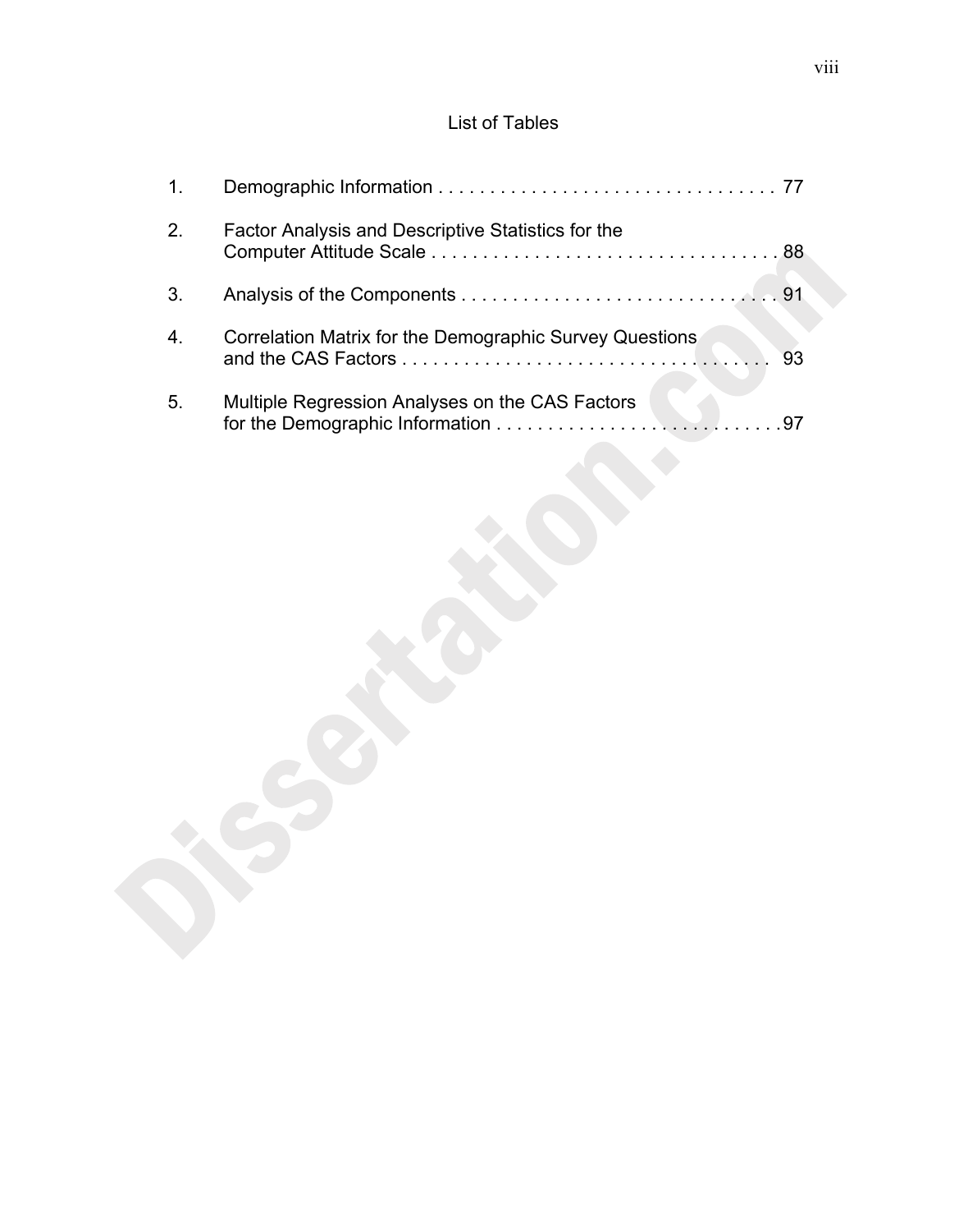# List of Tables

1. Demographic Information . . . . . . . . . . . . . . . . . . . . . . . . . . . . . . . . . . 77
2. Factor Analysis and Descriptive Statistics for the Computer Attitude Scale . . . . . . . . . . . . . . . . . . . . . . . . . . . . . . . . . . 88
3. Analysis of the Components . . . . . . . . . . . . . . . . . . . . . . . . . . . . . . . . 91
4. Correlation Matrix for the Demographic Survey Questions and the CAS Factors . . . . . . . . . . . . . . . . . . . . . . . . . . . . . . . . . . . . 93
5. Multiple Regression Analyses on the CAS Factors for the Demographic Information . . . . . . . . . . . . . . . . . . . . . . . . . . . . . 97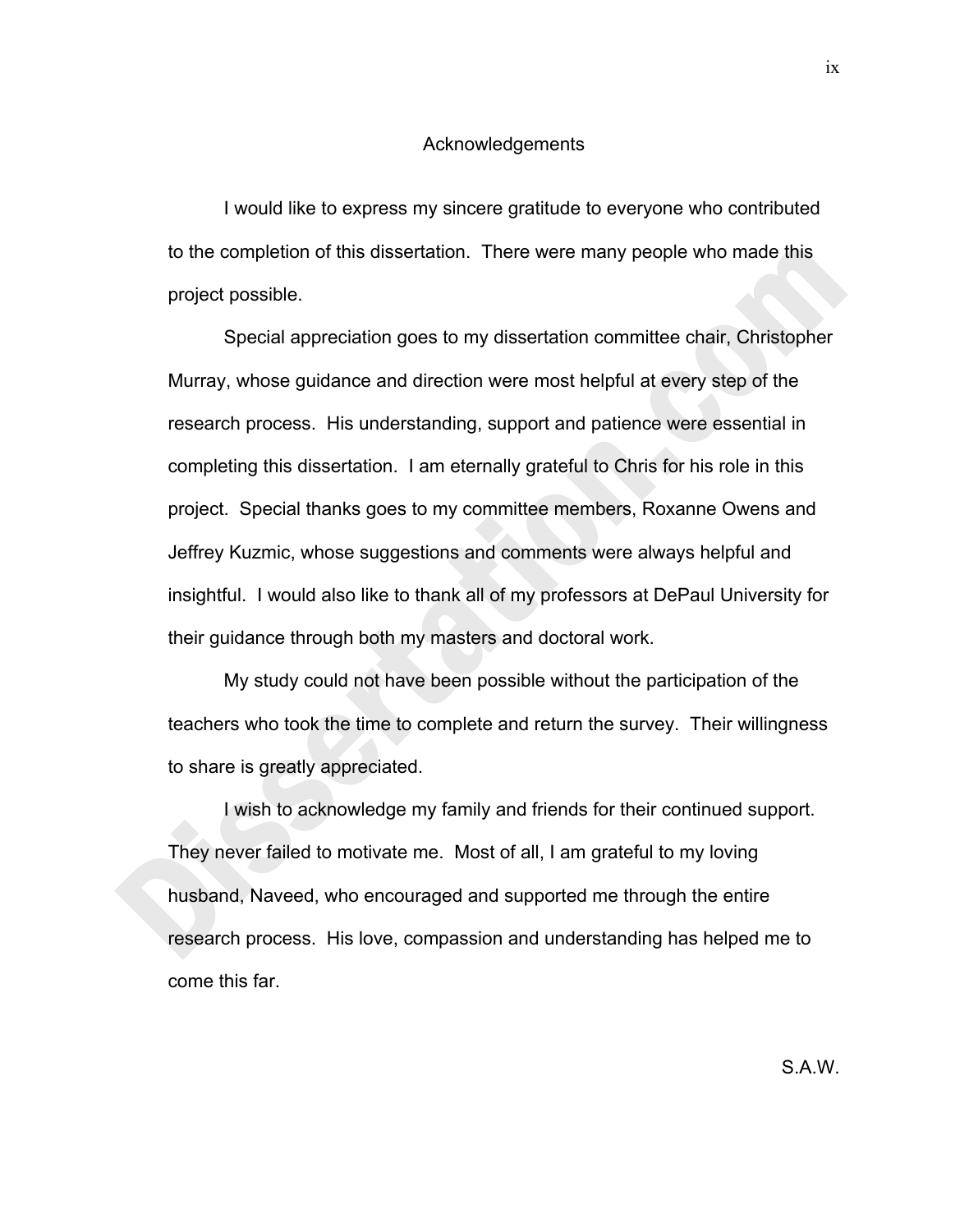# Acknowledgements

I would like to express my sincere gratitude to everyone who contributed to the completion of this dissertation. There were many people who made this project possible.

Special appreciation goes to my dissertation committee chair, Christopher Murray, whose guidance and direction were most helpful at every step of the research process. His understanding, support and patience were essential in completing this dissertation. I am eternally grateful to Chris for his role in this project. Special thanks goes to my committee members, Roxanne Owens and Jeffrey Kuzmic, whose suggestions and comments were always helpful and insightful. I would also like to thank all of my professors at DePaul University for their guidance through both my masters and doctoral work.

My study could not have been possible without the participation of the teachers who took the time to complete and return the survey. Their willingness to share is greatly appreciated.

I wish to acknowledge my family and friends for their continued support. They never failed to motivate me. Most of all, I am grateful to my loving husband, Naveed, who encouraged and supported me through the entire research process. His love, compassion and understanding has helped me to come this far.

S.A.W.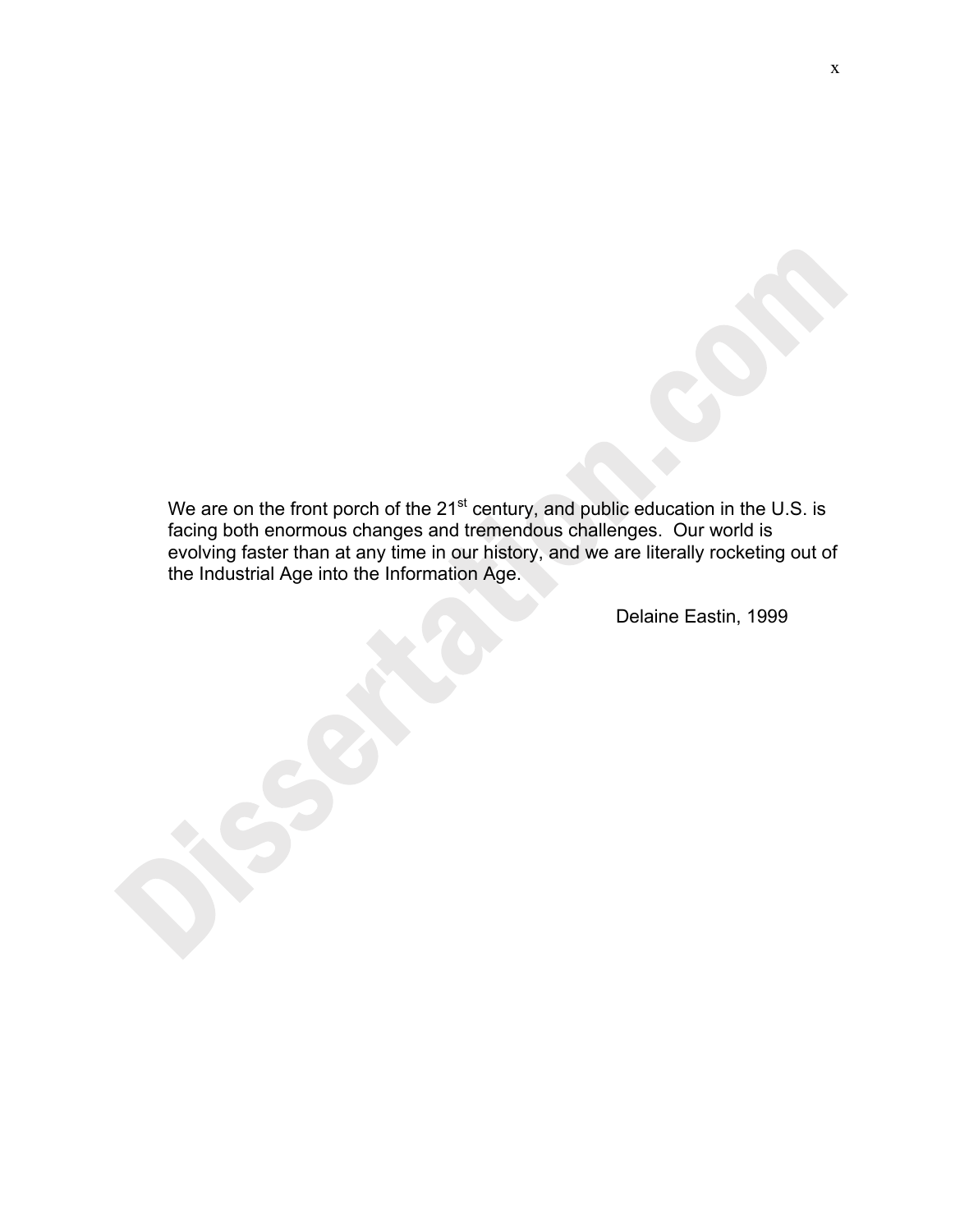We are on the front porch of the $21^{st}$ century, and public education in the U.S. is facing both enormous changes and tremendous challenges. Our world is evolving faster than at any time in our history, and we are literally rocketing out of the Industrial Age into the Information Age.

Delaine Eastin, 1999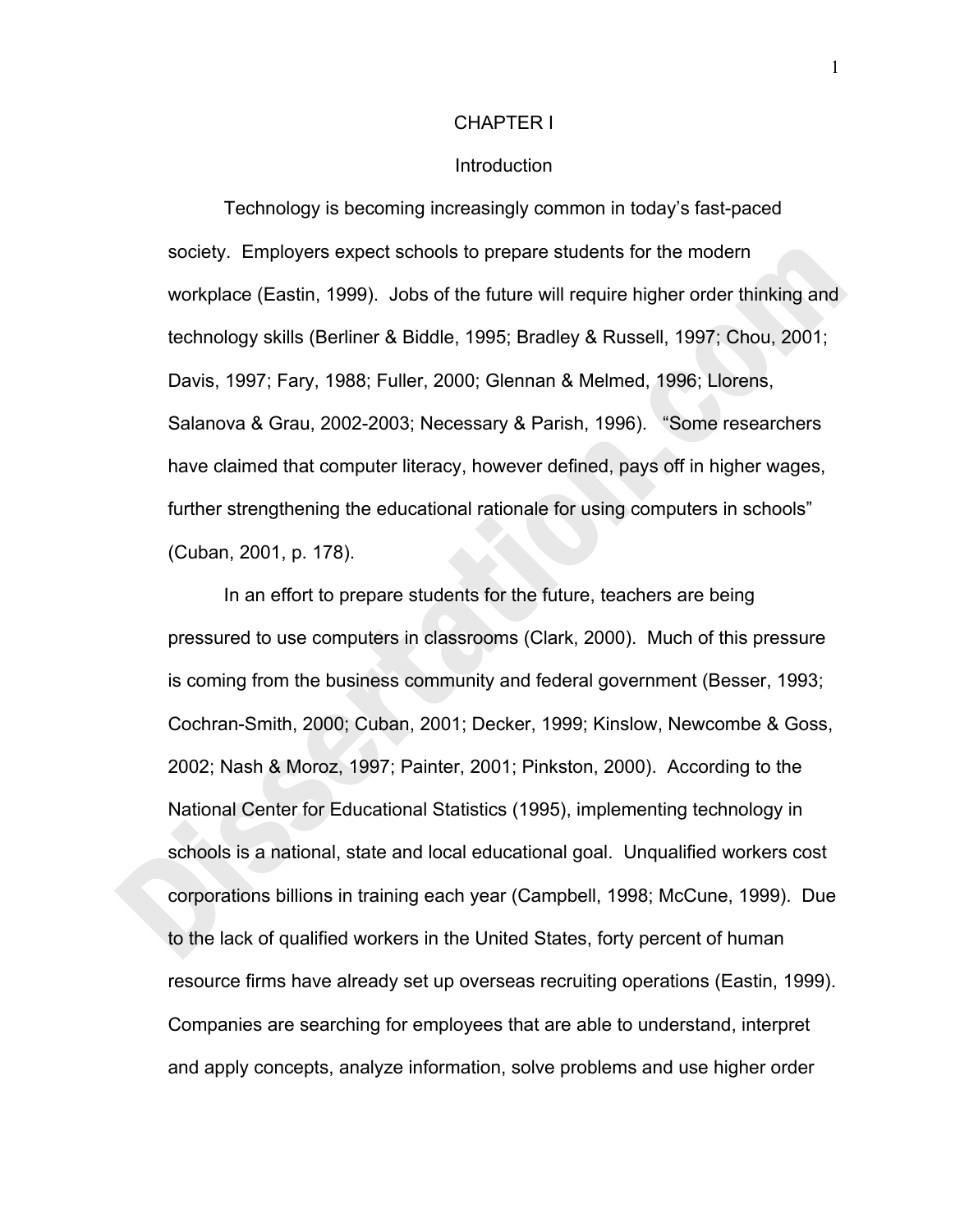# CHAPTER I

## Introduction

Technology is becoming increasingly common in today's fast-paced society. Employers expect schools to prepare students for the modern workplace (Eastin, 1999). Jobs of the future will require higher order thinking and technology skills (Berliner & Biddle, 1995; Bradley & Russell, 1997; Chou, 2001; Davis, 1997; Fary, 1988; Fuller, 2000; Glennan & Melmed, 1996; Llorens, Salanova & Grau, 2002-2003; Necessary & Parish, 1996). "Some researchers have claimed that computer literacy, however defined, pays off in higher wages, further strengthening the educational rationale for using computers in schools" (Cuban, 2001, p. 178).

In an effort to prepare students for the future, teachers are being pressured to use computers in classrooms (Clark, 2000). Much of this pressure is coming from the business community and federal government (Besser, 1993; Cochran-Smith, 2000; Cuban, 2001; Decker, 1999; Kinslow, Newcombe & Goss, 2002; Nash & Moroz, 1997; Painter, 2001; Pinkston, 2000). According to the National Center for Educational Statistics (1995), implementing technology in schools is a national, state and local educational goal. Unqualified workers cost corporations billions in training each year (Campbell, 1998; McCune, 1999). Due to the lack of qualified workers in the United States, forty percent of human resource firms have already set up overseas recruiting operations (Eastin, 1999). Companies are searching for employees that are able to understand, interpret and apply concepts, analyze information, solve problems and use higher order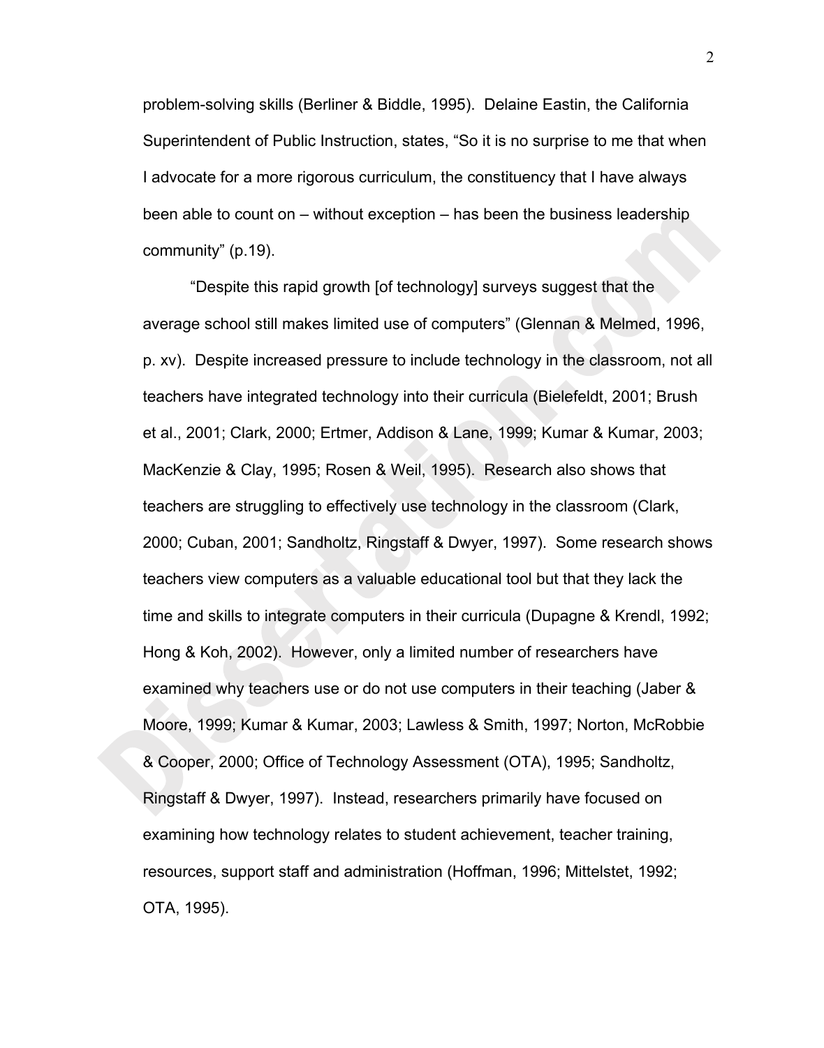problem-solving skills (Berliner & Biddle, 1995). Delaine Eastin, the California Superintendent of Public Instruction, states, "So it is no surprise to me that when I advocate for a more rigorous curriculum, the constituency that I have always been able to count on – without exception – has been the business leadership community" (p.19).

"Despite this rapid growth [of technology] surveys suggest that the average school still makes limited use of computers" (Glennan & Melmed, 1996, p. xv). Despite increased pressure to include technology in the classroom, not all teachers have integrated technology into their curricula (Bielefeldt, 2001; Brush et al., 2001; Clark, 2000; Ertmer, Addison & Lane, 1999; Kumar & Kumar, 2003; MacKenzie & Clay, 1995; Rosen & Weil, 1995). Research also shows that teachers are struggling to effectively use technology in the classroom (Clark, 2000; Cuban, 2001; Sandholtz, Ringstaff & Dwyer, 1997). Some research shows teachers view computers as a valuable educational tool but that they lack the time and skills to integrate computers in their curricula (Dupagne & Krendl, 1992; Hong & Koh, 2002). However, only a limited number of researchers have examined why teachers use or do not use computers in their teaching (Jaber & Moore, 1999; Kumar & Kumar, 2003; Lawless & Smith, 1997; Norton, McRobbie & Cooper, 2000; Office of Technology Assessment (OTA), 1995; Sandholtz, Ringstaff & Dwyer, 1997). Instead, researchers primarily have focused on examining how technology relates to student achievement, teacher training, resources, support staff and administration (Hoffman, 1996; Mittelstet, 1992; OTA, 1995).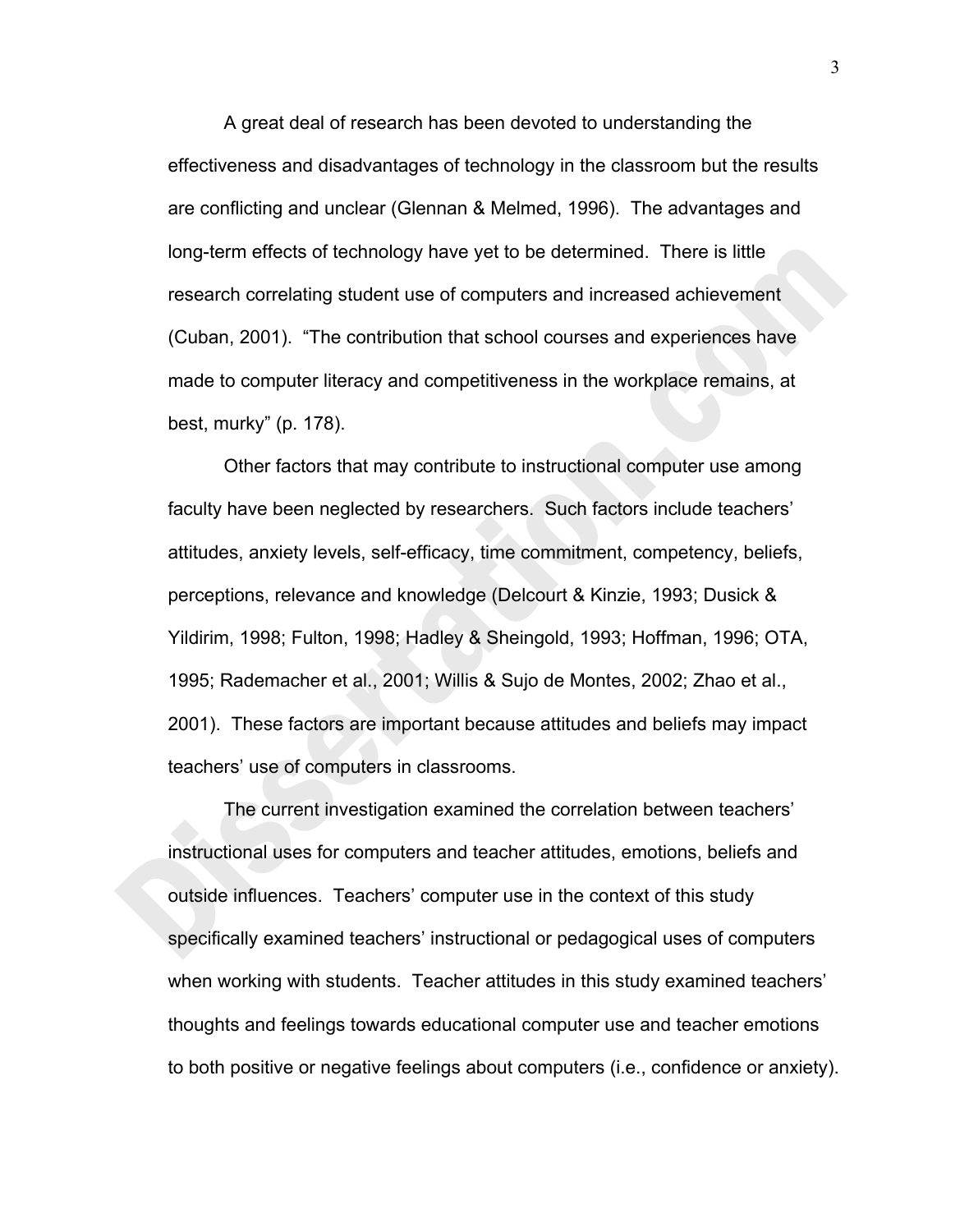A great deal of research has been devoted to understanding the effectiveness and disadvantages of technology in the classroom but the results are conflicting and unclear (Glennan & Melmed, 1996). The advantages and long-term effects of technology have yet to be determined. There is little research correlating student use of computers and increased achievement (Cuban, 2001). "The contribution that school courses and experiences have made to computer literacy and competitiveness in the workplace remains, at best, murky" (p. 178).

Other factors that may contribute to instructional computer use among faculty have been neglected by researchers. Such factors include teachers' attitudes, anxiety levels, self-efficacy, time commitment, competency, beliefs, perceptions, relevance and knowledge (Delcourt & Kinzie, 1993; Dusick & Yildirim, 1998; Fulton, 1998; Hadley & Sheingold, 1993; Hoffman, 1996; OTA, 1995; Rademacher et al., 2001; Willis & Sujo de Montes, 2002; Zhao et al., 2001). These factors are important because attitudes and beliefs may impact teachers' use of computers in classrooms.

The current investigation examined the correlation between teachers' instructional uses for computers and teacher attitudes, emotions, beliefs and outside influences. Teachers' computer use in the context of this study specifically examined teachers' instructional or pedagogical uses of computers when working with students. Teacher attitudes in this study examined teachers' thoughts and feelings towards educational computer use and teacher emotions to both positive or negative feelings about computers (i.e., confidence or anxiety).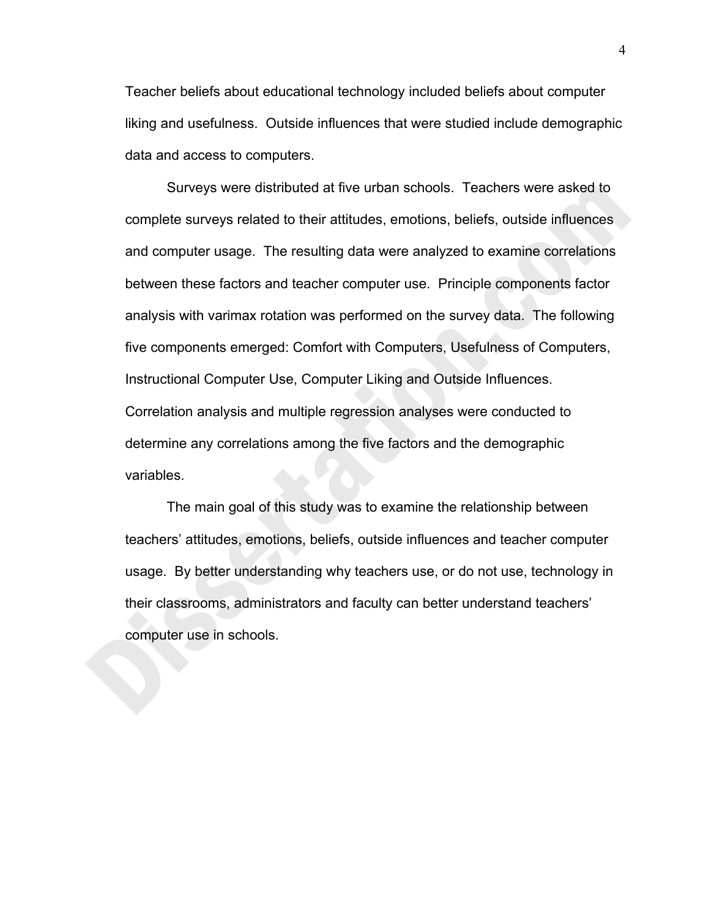Teacher beliefs about educational technology included beliefs about computer liking and usefulness. Outside influences that were studied include demographic data and access to computers.

Surveys were distributed at five urban schools. Teachers were asked to complete surveys related to their attitudes, emotions, beliefs, outside influences and computer usage. The resulting data were analyzed to examine correlations between these factors and teacher computer use. Principle components factor analysis with varimax rotation was performed on the survey data. The following five components emerged: Comfort with Computers, Usefulness of Computers, Instructional Computer Use, Computer Liking and Outside Influences. Correlation analysis and multiple regression analyses were conducted to determine any correlations among the five factors and the demographic variables.

The main goal of this study was to examine the relationship between teachers' attitudes, emotions, beliefs, outside influences and teacher computer usage. By better understanding why teachers use, or do not use, technology in their classrooms, administrators and faculty can better understand teachers' computer use in schools.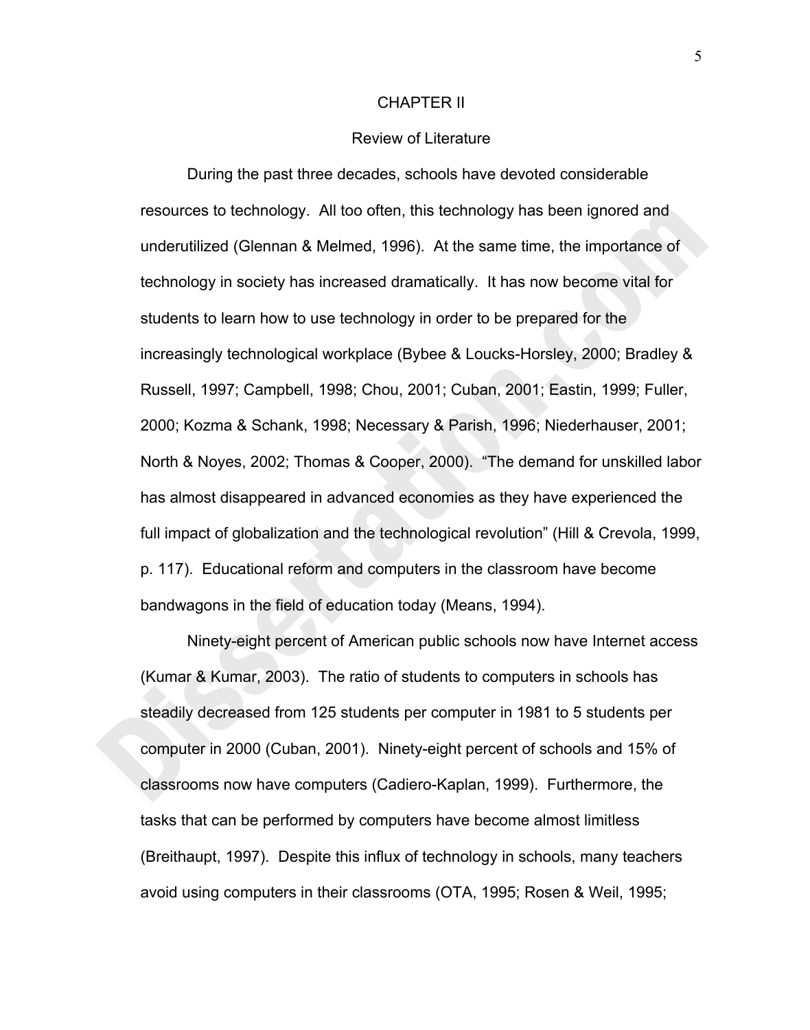# CHAPTER II

## Review of Literature

During the past three decades, schools have devoted considerable resources to technology. All too often, this technology has been ignored and underutilized (Glennan & Melmed, 1996). At the same time, the importance of technology in society has increased dramatically. It has now become vital for students to learn how to use technology in order to be prepared for the increasingly technological workplace (Bybee & Loucks-Horsley, 2000; Bradley & Russell, 1997; Campbell, 1998; Chou, 2001; Cuban, 2001; Eastin, 1999; Fuller, 2000; Kozma & Schank, 1998; Necessary & Parish, 1996; Niederhauser, 2001; North & Noyes, 2002; Thomas & Cooper, 2000). "The demand for unskilled labor has almost disappeared in advanced economies as they have experienced the full impact of globalization and the technological revolution" (Hill & Crevola, 1999, p. 117). Educational reform and computers in the classroom have become bandwagons in the field of education today (Means, 1994).

Ninety-eight percent of American public schools now have Internet access (Kumar & Kumar, 2003). The ratio of students to computers in schools has steadily decreased from 125 students per computer in 1981 to 5 students per computer in 2000 (Cuban, 2001). Ninety-eight percent of schools and 15% of classrooms now have computers (Cadiero-Kaplan, 1999). Furthermore, the tasks that can be performed by computers have become almost limitless (Breithaupt, 1997). Despite this influx of technology in schools, many teachers avoid using computers in their classrooms (OTA, 1995; Rosen & Weil, 1995;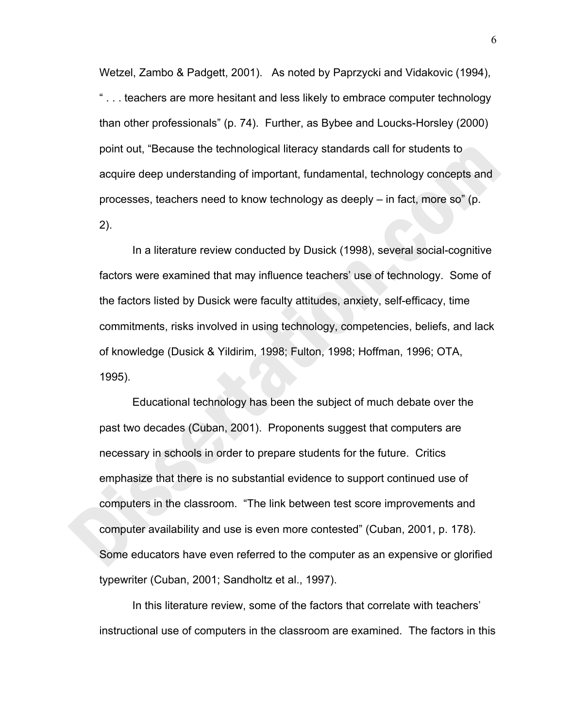Wetzel, Zambo & Padgett, 2001). As noted by Paprzycki and Vidakovic (1994), " . . . teachers are more hesitant and less likely to embrace computer technology than other professionals" (p. 74). Further, as Bybee and Loucks-Horsley (2000) point out, "Because the technological literacy standards call for students to acquire deep understanding of important, fundamental, technology concepts and processes, teachers need to know technology as deeply – in fact, more so" (p. 2).

In a literature review conducted by Dusick (1998), several social-cognitive factors were examined that may influence teachers' use of technology. Some of the factors listed by Dusick were faculty attitudes, anxiety, self-efficacy, time commitments, risks involved in using technology, competencies, beliefs, and lack of knowledge (Dusick & Yildirim, 1998; Fulton, 1998; Hoffman, 1996; OTA, 1995).

Educational technology has been the subject of much debate over the past two decades (Cuban, 2001). Proponents suggest that computers are necessary in schools in order to prepare students for the future. Critics emphasize that there is no substantial evidence to support continued use of computers in the classroom. "The link between test score improvements and computer availability and use is even more contested" (Cuban, 2001, p. 178). Some educators have even referred to the computer as an expensive or glorified typewriter (Cuban, 2001; Sandholtz et al., 1997).

In this literature review, some of the factors that correlate with teachers' instructional use of computers in the classroom are examined. The factors in this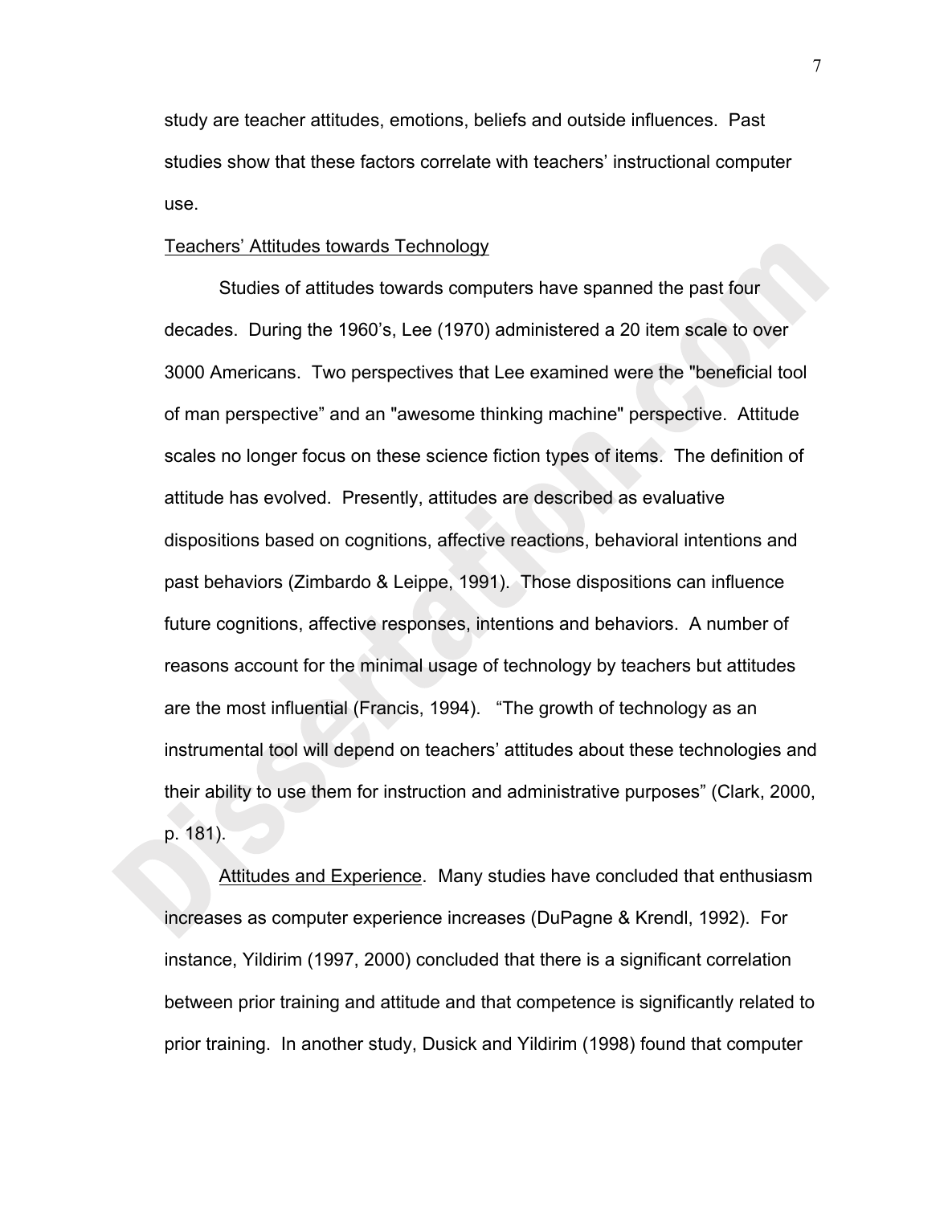study are teacher attitudes, emotions, beliefs and outside influences. Past studies show that these factors correlate with teachers' instructional computer use.

Teachers' Attitudes towards Technology

Studies of attitudes towards computers have spanned the past four decades. During the 1960's, Lee (1970) administered a 20 item scale to over 3000 Americans. Two perspectives that Lee examined were the "beneficial tool of man perspective" and an "awesome thinking machine" perspective. Attitude scales no longer focus on these science fiction types of items. The definition of attitude has evolved. Presently, attitudes are described as evaluative dispositions based on cognitions, affective reactions, behavioral intentions and past behaviors (Zimbardo & Leippe, 1991). Those dispositions can influence future cognitions, affective responses, intentions and behaviors. A number of reasons account for the minimal usage of technology by teachers but attitudes are the most influential (Francis, 1994). "The growth of technology as an instrumental tool will depend on teachers' attitudes about these technologies and their ability to use them for instruction and administrative purposes" (Clark, 2000, p. 181).

Attitudes and Experience. Many studies have concluded that enthusiasm increases as computer experience increases (DuPagne & Krendl, 1992). For instance, Yildirim (1997, 2000) concluded that there is a significant correlation between prior training and attitude and that competence is significantly related to prior training. In another study, Dusick and Yildirim (1998) found that computer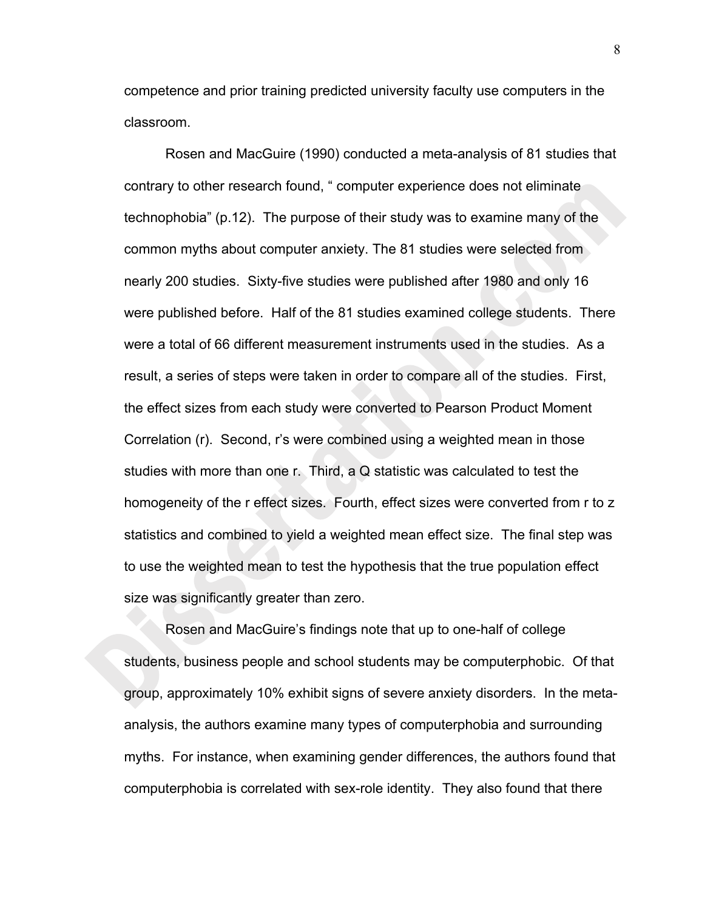competence and prior training predicted university faculty use computers in the classroom.

Rosen and MacGuire (1990) conducted a meta-analysis of 81 studies that contrary to other research found, " computer experience does not eliminate technophobia" (p.12). The purpose of their study was to examine many of the common myths about computer anxiety. The 81 studies were selected from nearly 200 studies. Sixty-five studies were published after 1980 and only 16 were published before. Half of the 81 studies examined college students. There were a total of 66 different measurement instruments used in the studies. As a result, a series of steps were taken in order to compare all of the studies. First, the effect sizes from each study were converted to Pearson Product Moment Correlation (r). Second, r's were combined using a weighted mean in those studies with more than one r. Third, a Q statistic was calculated to test the homogeneity of the r effect sizes. Fourth, effect sizes were converted from r to z statistics and combined to yield a weighted mean effect size. The final step was to use the weighted mean to test the hypothesis that the true population effect size was significantly greater than zero.

Rosen and MacGuire's findings note that up to one-half of college students, business people and school students may be computerphobic. Of that group, approximately 10% exhibit signs of severe anxiety disorders. In the meta-analysis, the authors examine many types of computerphobia and surrounding myths. For instance, when examining gender differences, the authors found that computerphobia is correlated with sex-role identity. They also found that there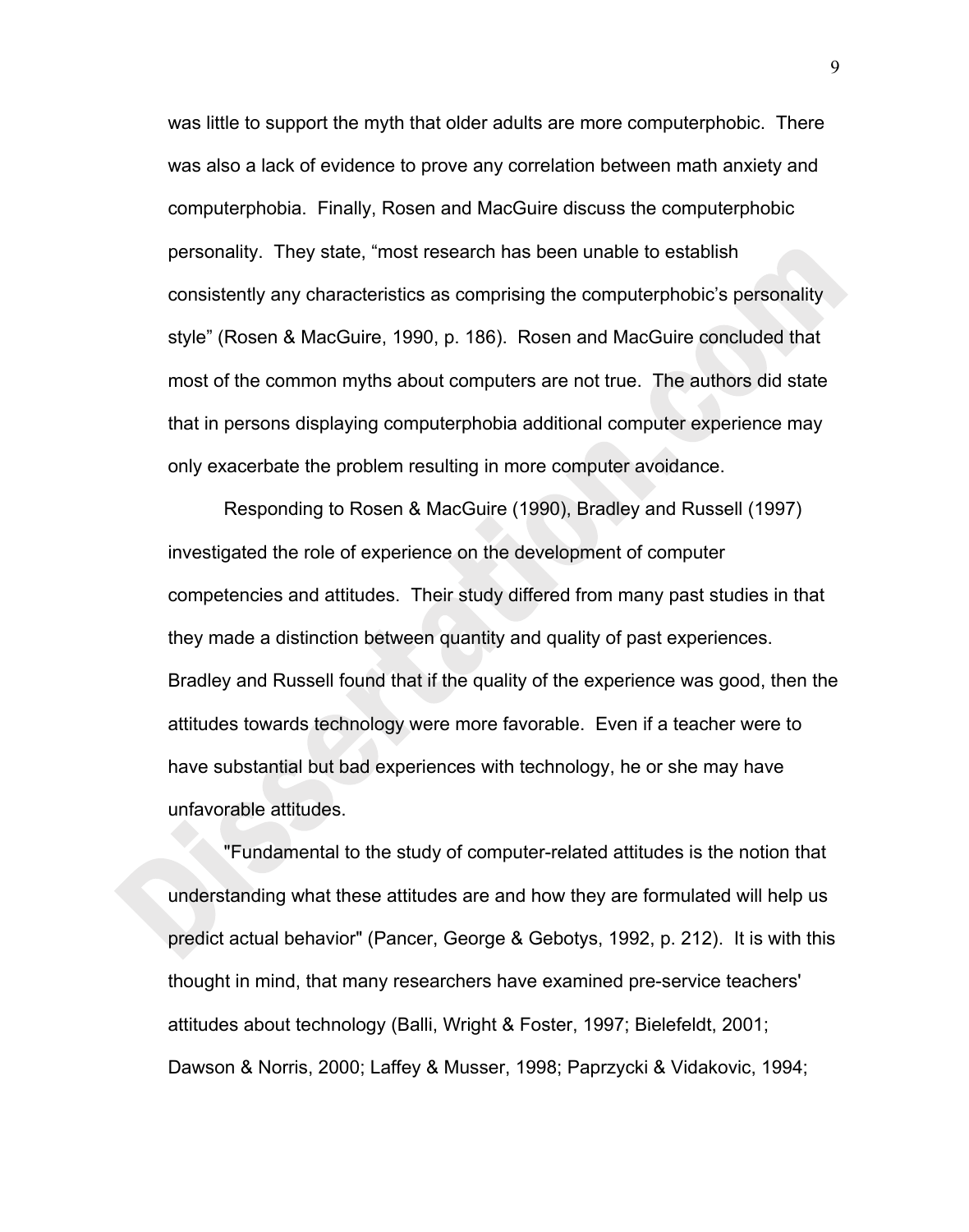was little to support the myth that older adults are more computerphobic. There was also a lack of evidence to prove any correlation between math anxiety and computerphobia. Finally, Rosen and MacGuire discuss the computerphobic personality. They state, “most research has been unable to establish consistently any characteristics as comprising the computerphobic’s personality style” (Rosen & MacGuire, 1990, p. 186). Rosen and MacGuire concluded that most of the common myths about computers are not true. The authors did state that in persons displaying computerphobia additional computer experience may only exacerbate the problem resulting in more computer avoidance.

Responding to Rosen & MacGuire (1990), Bradley and Russell (1997) investigated the role of experience on the development of computer competencies and attitudes. Their study differed from many past studies in that they made a distinction between quantity and quality of past experiences. Bradley and Russell found that if the quality of the experience was good, then the attitudes towards technology were more favorable. Even if a teacher were to have substantial but bad experiences with technology, he or she may have unfavorable attitudes.

"Fundamental to the study of computer-related attitudes is the notion that understanding what these attitudes are and how they are formulated will help us predict actual behavior" (Pancer, George & Gebotys, 1992, p. 212). It is with this thought in mind, that many researchers have examined pre-service teachers' attitudes about technology (Balli, Wright & Foster, 1997; Bielefeldt, 2001; Dawson & Norris, 2000; Laffey & Musser, 1998; Paprzycki & Vidakovic, 1994;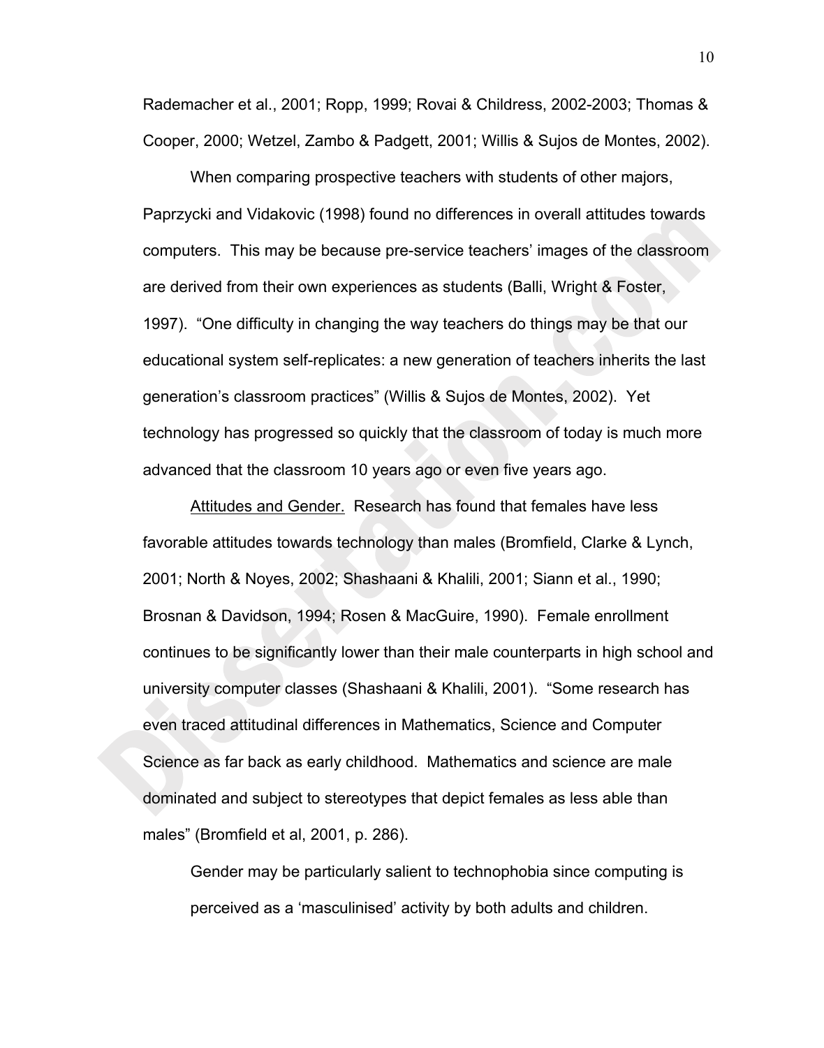Rademacher et al., 2001; Ropp, 1999; Rovai & Childress, 2002-2003; Thomas & Cooper, 2000; Wetzel, Zambo & Padgett, 2001; Willis & Sujos de Montes, 2002).

When comparing prospective teachers with students of other majors, Paprzycki and Vidakovic (1998) found no differences in overall attitudes towards computers. This may be because pre-service teachers' images of the classroom are derived from their own experiences as students (Balli, Wright & Foster, 1997). "One difficulty in changing the way teachers do things may be that our educational system self-replicates: a new generation of teachers inherits the last generation's classroom practices" (Willis & Sujos de Montes, 2002). Yet technology has progressed so quickly that the classroom of today is much more advanced that the classroom 10 years ago or even five years ago.

Attitudes and Gender. Research has found that females have less favorable attitudes towards technology than males (Bromfield, Clarke & Lynch, 2001; North & Noyes, 2002; Shashaani & Khalili, 2001; Siann et al., 1990; Brosnan & Davidson, 1994; Rosen & MacGuire, 1990). Female enrollment continues to be significantly lower than their male counterparts in high school and university computer classes (Shashaani & Khalili, 2001). "Some research has even traced attitudinal differences in Mathematics, Science and Computer Science as far back as early childhood. Mathematics and science are male dominated and subject to stereotypes that depict females as less able than males" (Bromfield et al, 2001, p. 286).

> Gender may be particularly salient to technophobia since computing is perceived as a 'masculinised' activity by both adults and children.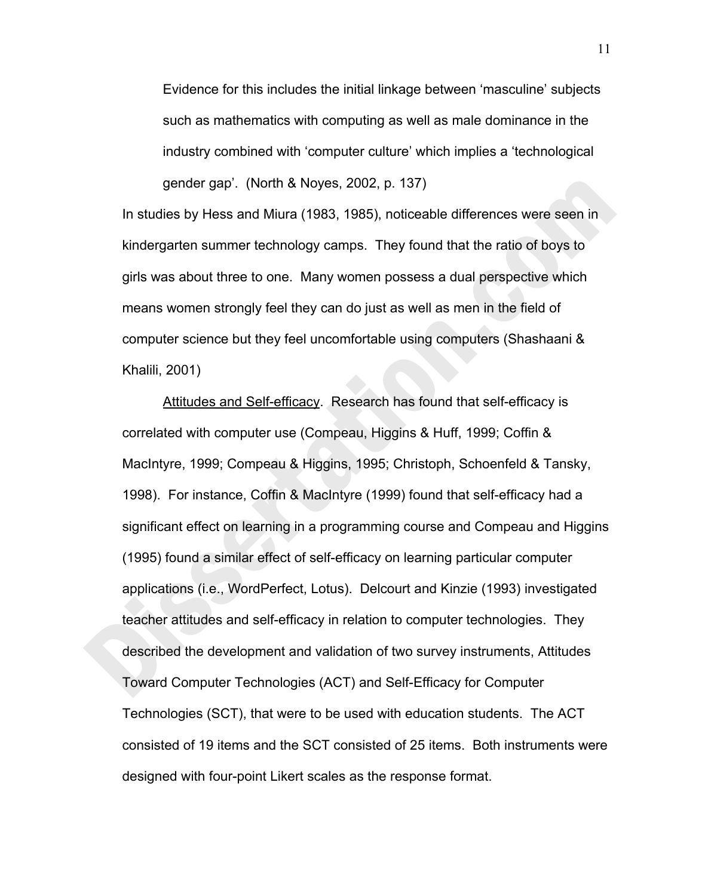> Evidence for this includes the initial linkage between 'masculine' subjects such as mathematics with computing as well as male dominance in the industry combined with 'computer culture' which implies a 'technological gender gap'. (North & Noyes, 2002, p. 137)

In studies by Hess and Miura (1983, 1985), noticeable differences were seen in kindergarten summer technology camps. They found that the ratio of boys to girls was about three to one. Many women possess a dual perspective which means women strongly feel they can do just as well as men in the field of computer science but they feel uncomfortable using computers (Shashaani & Khalili, 2001)

Attitudes and Self-efficacy. Research has found that self-efficacy is correlated with computer use (Compeau, Higgins & Huff, 1999; Coffin & MacIntyre, 1999; Compeau & Higgins, 1995; Christoph, Schoenfeld & Tansky, 1998). For instance, Coffin & MacIntyre (1999) found that self-efficacy had a significant effect on learning in a programming course and Compeau and Higgins (1995) found a similar effect of self-efficacy on learning particular computer applications (i.e., WordPerfect, Lotus). Delcourt and Kinzie (1993) investigated teacher attitudes and self-efficacy in relation to computer technologies. They described the development and validation of two survey instruments, Attitudes Toward Computer Technologies (ACT) and Self-Efficacy for Computer Technologies (SCT), that were to be used with education students. The ACT consisted of 19 items and the SCT consisted of 25 items. Both instruments were designed with four-point Likert scales as the response format.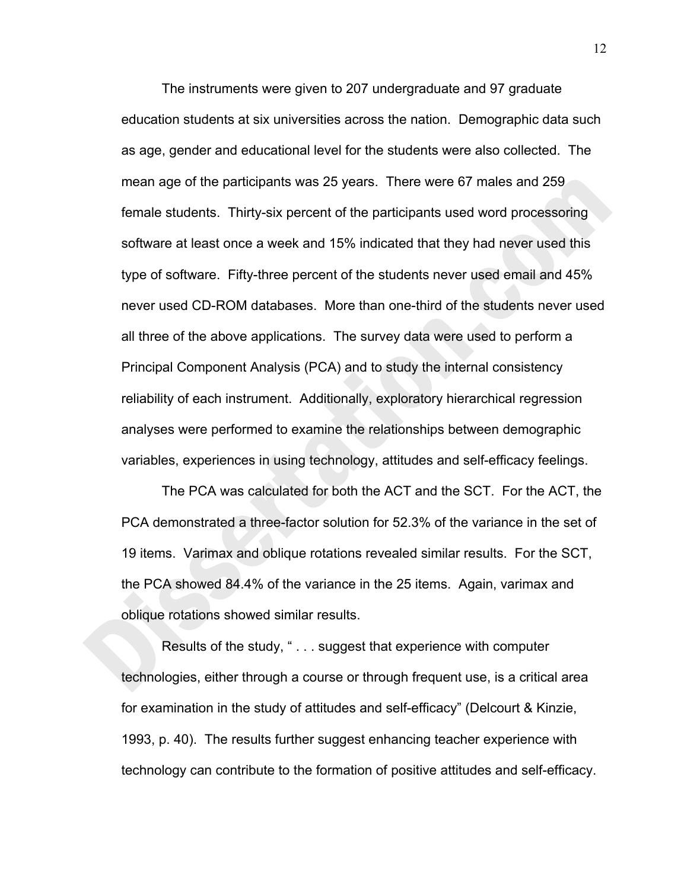The instruments were given to 207 undergraduate and 97 graduate education students at six universities across the nation. Demographic data such as age, gender and educational level for the students were also collected. The mean age of the participants was 25 years. There were 67 males and 259 female students. Thirty-six percent of the participants used word processoring software at least once a week and 15% indicated that they had never used this type of software. Fifty-three percent of the students never used email and 45% never used CD-ROM databases. More than one-third of the students never used all three of the above applications. The survey data were used to perform a Principal Component Analysis (PCA) and to study the internal consistency reliability of each instrument. Additionally, exploratory hierarchical regression analyses were performed to examine the relationships between demographic variables, experiences in using technology, attitudes and self-efficacy feelings.

The PCA was calculated for both the ACT and the SCT. For the ACT, the PCA demonstrated a three-factor solution for 52.3% of the variance in the set of 19 items. Varimax and oblique rotations revealed similar results. For the SCT, the PCA showed 84.4% of the variance in the 25 items. Again, varimax and oblique rotations showed similar results.

Results of the study, " . . . suggest that experience with computer technologies, either through a course or through frequent use, is a critical area for examination in the study of attitudes and self-efficacy" (Delcourt & Kinzie, 1993, p. 40). The results further suggest enhancing teacher experience with technology can contribute to the formation of positive attitudes and self-efficacy.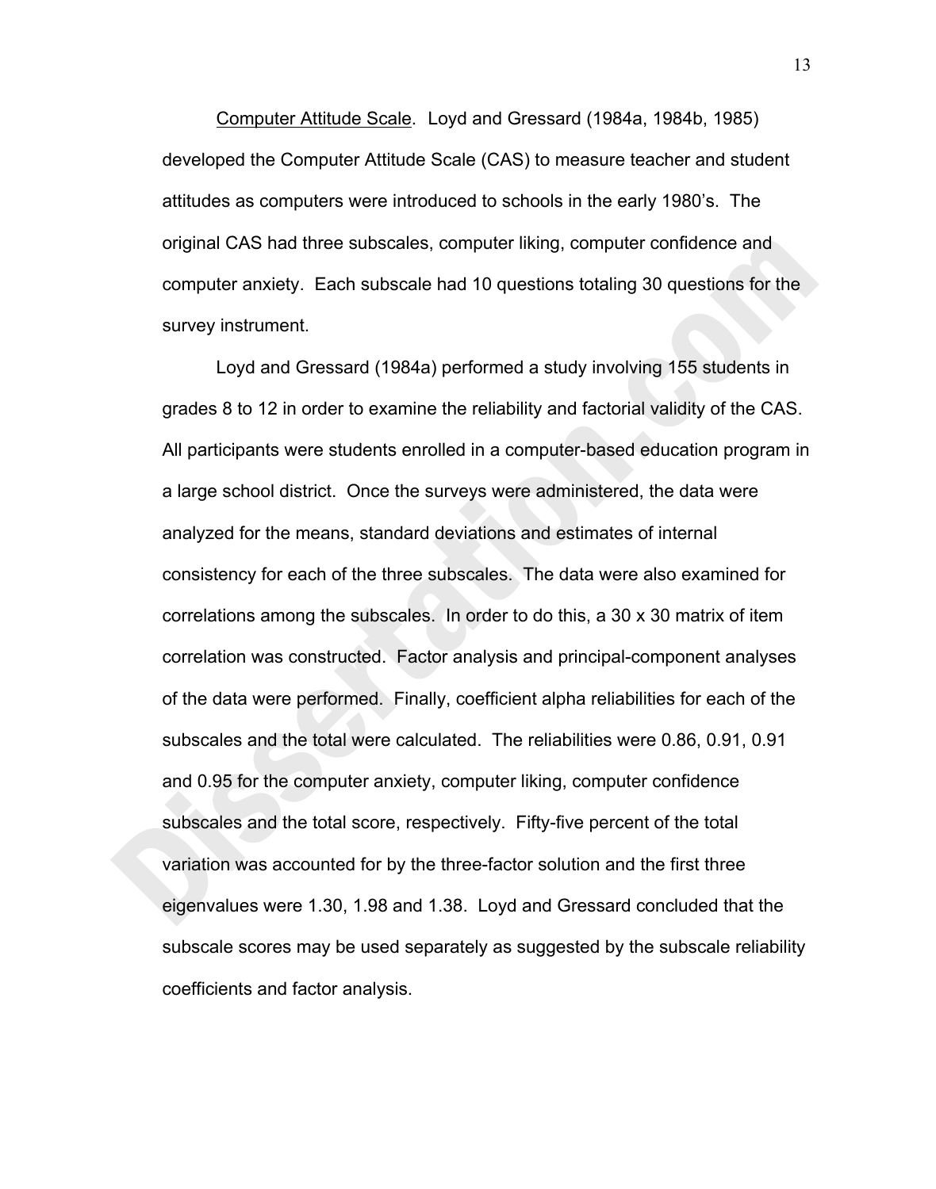Computer Attitude Scale. Loyd and Gressard (1984a, 1984b, 1985) developed the Computer Attitude Scale (CAS) to measure teacher and student attitudes as computers were introduced to schools in the early 1980's. The original CAS had three subscales, computer liking, computer confidence and computer anxiety. Each subscale had 10 questions totaling 30 questions for the survey instrument.

Loyd and Gressard (1984a) performed a study involving 155 students in grades 8 to 12 in order to examine the reliability and factorial validity of the CAS. All participants were students enrolled in a computer-based education program in a large school district. Once the surveys were administered, the data were analyzed for the means, standard deviations and estimates of internal consistency for each of the three subscales. The data were also examined for correlations among the subscales. In order to do this, a 30 x 30 matrix of item correlation was constructed. Factor analysis and principal-component analyses of the data were performed. Finally, coefficient alpha reliabilities for each of the subscales and the total were calculated. The reliabilities were 0.86, 0.91, 0.91 and 0.95 for the computer anxiety, computer liking, computer confidence subscales and the total score, respectively. Fifty-five percent of the total variation was accounted for by the three-factor solution and the first three eigenvalues were 1.30, 1.98 and 1.38. Loyd and Gressard concluded that the subscale scores may be used separately as suggested by the subscale reliability coefficients and factor analysis.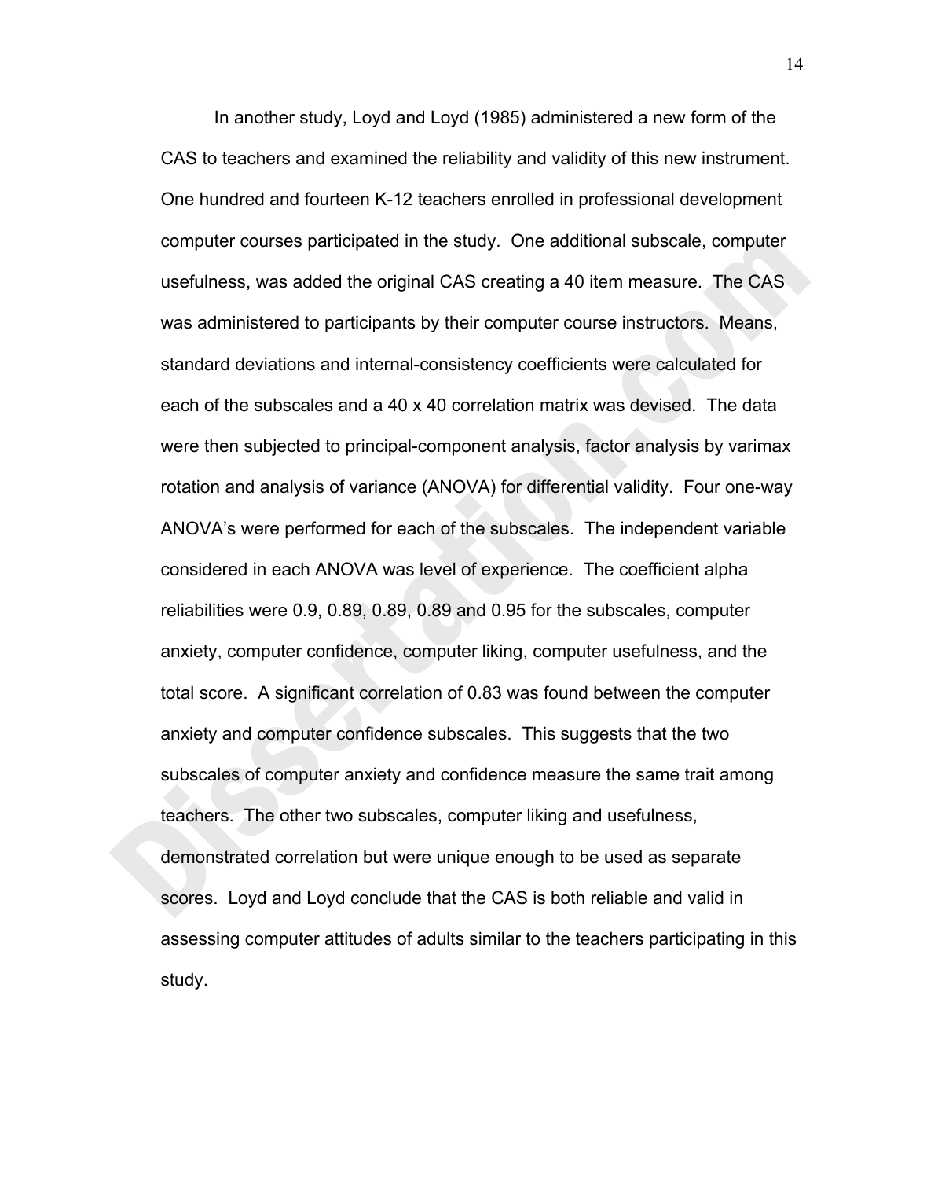In another study, Loyd and Loyd (1985) administered a new form of the CAS to teachers and examined the reliability and validity of this new instrument. One hundred and fourteen K-12 teachers enrolled in professional development computer courses participated in the study. One additional subscale, computer usefulness, was added the original CAS creating a 40 item measure. The CAS was administered to participants by their computer course instructors. Means, standard deviations and internal-consistency coefficients were calculated for each of the subscales and a 40 x 40 correlation matrix was devised. The data were then subjected to principal-component analysis, factor analysis by varimax rotation and analysis of variance (ANOVA) for differential validity. Four one-way ANOVA's were performed for each of the subscales. The independent variable considered in each ANOVA was level of experience. The coefficient alpha reliabilities were 0.9, 0.89, 0.89, 0.89 and 0.95 for the subscales, computer anxiety, computer confidence, computer liking, computer usefulness, and the total score. A significant correlation of 0.83 was found between the computer anxiety and computer confidence subscales. This suggests that the two subscales of computer anxiety and confidence measure the same trait among teachers. The other two subscales, computer liking and usefulness, demonstrated correlation but were unique enough to be used as separate scores. Loyd and Loyd conclude that the CAS is both reliable and valid in assessing computer attitudes of adults similar to the teachers participating in this study.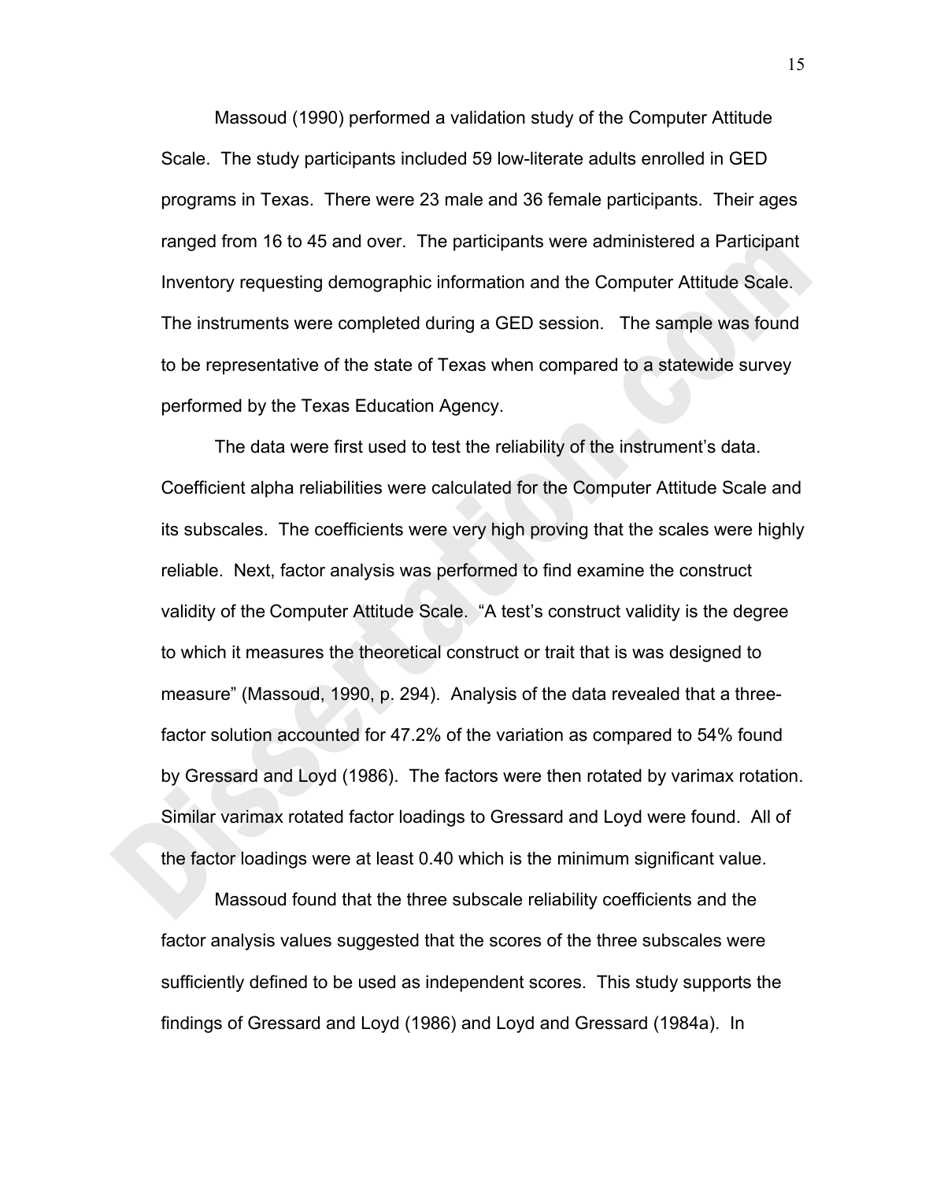Massoud (1990) performed a validation study of the Computer Attitude Scale. The study participants included 59 low-literate adults enrolled in GED programs in Texas. There were 23 male and 36 female participants. Their ages ranged from 16 to 45 and over. The participants were administered a Participant Inventory requesting demographic information and the Computer Attitude Scale. The instruments were completed during a GED session. The sample was found to be representative of the state of Texas when compared to a statewide survey performed by the Texas Education Agency.

The data were first used to test the reliability of the instrument's data. Coefficient alpha reliabilities were calculated for the Computer Attitude Scale and its subscales. The coefficients were very high proving that the scales were highly reliable. Next, factor analysis was performed to find examine the construct validity of the Computer Attitude Scale. "A test's construct validity is the degree to which it measures the theoretical construct or trait that is was designed to measure" (Massoud, 1990, p. 294). Analysis of the data revealed that a three-factor solution accounted for 47.2% of the variation as compared to 54% found by Gressard and Loyd (1986). The factors were then rotated by varimax rotation. Similar varimax rotated factor loadings to Gressard and Loyd were found. All of the factor loadings were at least 0.40 which is the minimum significant value.

Massoud found that the three subscale reliability coefficients and the factor analysis values suggested that the scores of the three subscales were sufficiently defined to be used as independent scores. This study supports the findings of Gressard and Loyd (1986) and Loyd and Gressard (1984a). In